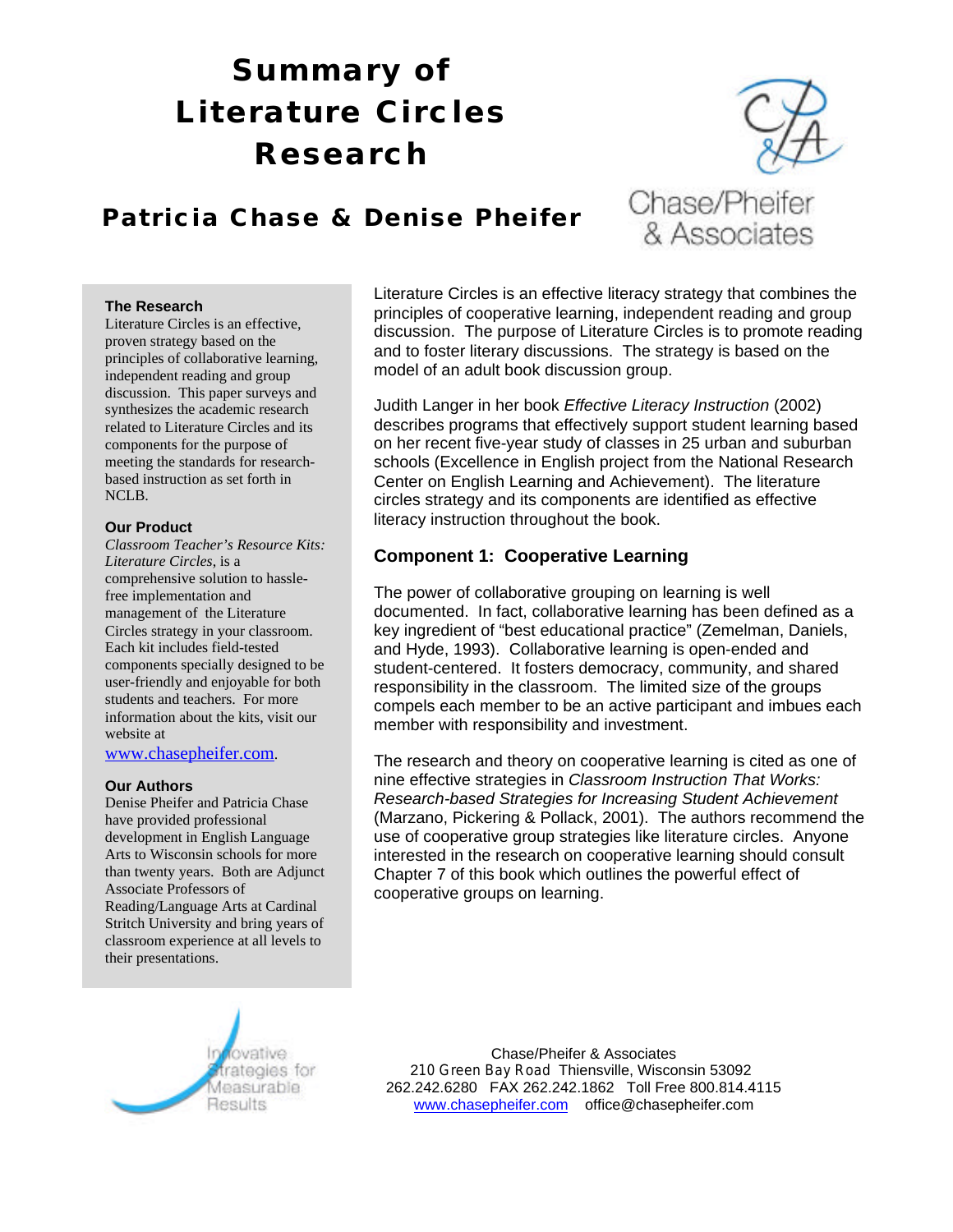# Summary of Literature Circles Research

## Patricia Chase & Denise Pheifer

Chase/Pheifer & Associates

**The Research**
Literature Circles is an effective, proven strategy based on the principles of collaborative learning, independent reading and group discussion. This paper surveys and synthesizes the academic research related to Literature Circles and its components for the purpose of meeting the standards for research-based instruction as set forth in NCLB.

**Our Product**
*Classroom Teacher's Resource Kits: Literature Circles*, is a comprehensive solution to hassle-free implementation and management of the Literature Circles strategy in your classroom. Each kit includes field-tested components specially designed to be user-friendly and enjoyable for both students and teachers. For more information about the kits, visit our website at www.chasepheifer.com.

**Our Authors**
Denise Pheifer and Patricia Chase have provided professional development in English Language Arts to Wisconsin schools for more than twenty years. Both are Adjunct Associate Professors of Reading/Language Arts at Cardinal Stritch University and bring years of classroom experience at all levels to their presentations.

Literature Circles is an effective literacy strategy that combines the principles of cooperative learning, independent reading and group discussion. The purpose of Literature Circles is to promote reading and to foster literary discussions. The strategy is based on the model of an adult book discussion group.

Judith Langer in her book *Effective Literacy Instruction* (2002) describes programs that effectively support student learning based on her recent five-year study of classes in 25 urban and suburban schools (Excellence in English project from the National Research Center on English Learning and Achievement). The literature circles strategy and its components are identified as effective literacy instruction throughout the book.

### Component 1: Cooperative Learning

The power of collaborative grouping on learning is well documented. In fact, collaborative learning has been defined as a key ingredient of "best educational practice" (Zemelman, Daniels, and Hyde, 1993). Collaborative learning is open-ended and student-centered. It fosters democracy, community, and shared responsibility in the classroom. The limited size of the groups compels each member to be an active participant and imbues each member with responsibility and investment.

The research and theory on cooperative learning is cited as one of nine effective strategies in *Classroom Instruction That Works: Research-based Strategies for Increasing Student Achievement* (Marzano, Pickering & Pollack, 2001). The authors recommend the use of cooperative group strategies like literature circles. Anyone interested in the research on cooperative learning should consult Chapter 7 of this book which outlines the powerful effect of cooperative groups on learning.

Innovative Strategies for Measurable Results

Chase/Pheifer & Associates
210 Green Bay Road Thiensville, Wisconsin 53092
262.242.6280 FAX 262.242.1862 Toll Free 800.814.4115
www.chasepheifer.com office@chasepheifer.com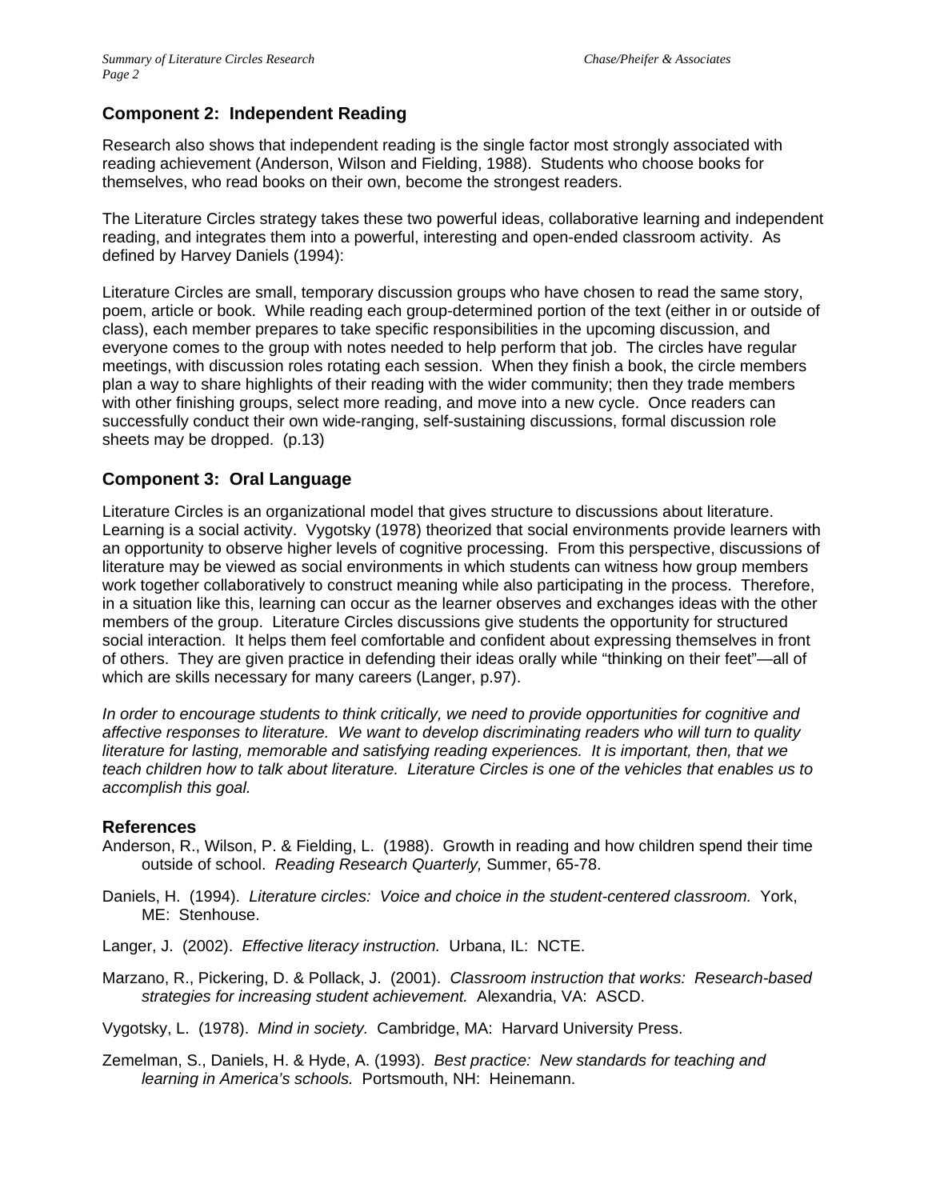## Component 2: Independent Reading

Research also shows that independent reading is the single factor most strongly associated with reading achievement (Anderson, Wilson and Fielding, 1988). Students who choose books for themselves, who read books on their own, become the strongest readers.

The Literature Circles strategy takes these two powerful ideas, collaborative learning and independent reading, and integrates them into a powerful, interesting and open-ended classroom activity. As defined by Harvey Daniels (1994):

Literature Circles are small, temporary discussion groups who have chosen to read the same story, poem, article or book. While reading each group-determined portion of the text (either in or outside of class), each member prepares to take specific responsibilities in the upcoming discussion, and everyone comes to the group with notes needed to help perform that job. The circles have regular meetings, with discussion roles rotating each session. When they finish a book, the circle members plan a way to share highlights of their reading with the wider community; then they trade members with other finishing groups, select more reading, and move into a new cycle. Once readers can successfully conduct their own wide-ranging, self-sustaining discussions, formal discussion role sheets may be dropped. (p.13)

## Component 3: Oral Language

Literature Circles is an organizational model that gives structure to discussions about literature. Learning is a social activity. Vygotsky (1978) theorized that social environments provide learners with an opportunity to observe higher levels of cognitive processing. From this perspective, discussions of literature may be viewed as social environments in which students can witness how group members work together collaboratively to construct meaning while also participating in the process. Therefore, in a situation like this, learning can occur as the learner observes and exchanges ideas with the other members of the group. Literature Circles discussions give students the opportunity for structured social interaction. It helps them feel comfortable and confident about expressing themselves in front of others. They are given practice in defending their ideas orally while "thinking on their feet"—all of which are skills necessary for many careers (Langer, p.97).

*In order to encourage students to think critically, we need to provide opportunities for cognitive and affective responses to literature. We want to develop discriminating readers who will turn to quality literature for lasting, memorable and satisfying reading experiences. It is important, then, that we teach children how to talk about literature. Literature Circles is one of the vehicles that enables us to accomplish this goal.*

### References

Anderson, R., Wilson, P. & Fielding, L. (1988). Growth in reading and how children spend their time outside of school. *Reading Research Quarterly,* Summer, 65-78.

Daniels, H. (1994). *Literature circles: Voice and choice in the student-centered classroom.* York, ME: Stenhouse.

Langer, J. (2002). *Effective literacy instruction.* Urbana, IL: NCTE.

Marzano, R., Pickering, D. & Pollack, J. (2001). *Classroom instruction that works: Research-based strategies for increasing student achievement.* Alexandria, VA: ASCD.

Vygotsky, L. (1978). *Mind in society.* Cambridge, MA: Harvard University Press.

Zemelman, S., Daniels, H. & Hyde, A. (1993). *Best practice: New standards for teaching and learning in America's schools.* Portsmouth, NH: Heinemann.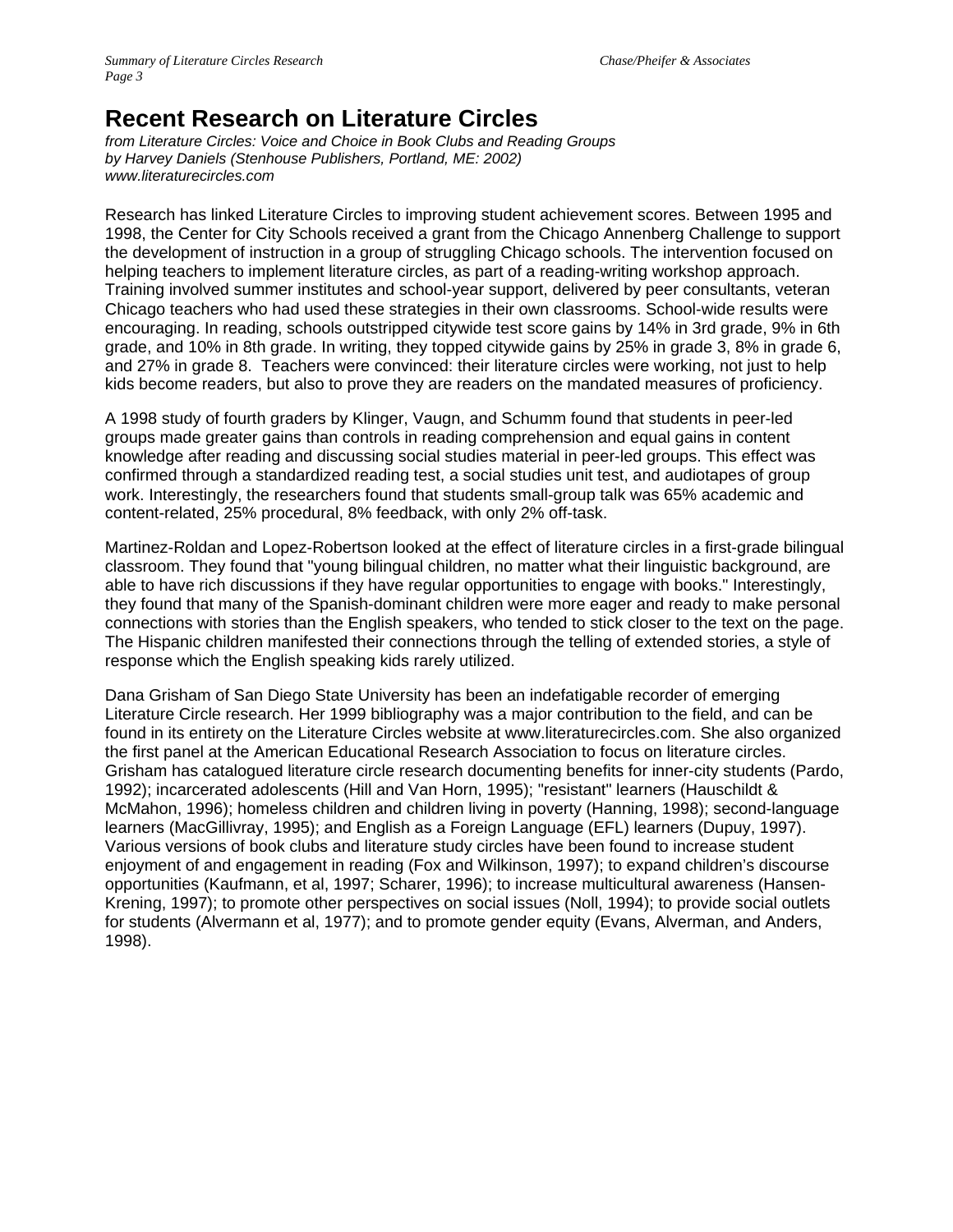# Recent Research on Literature Circles

*from Literature Circles: Voice and Choice in Book Clubs and Reading Groups*
*by Harvey Daniels (Stenhouse Publishers, Portland, ME: 2002)*
*www.literaturecircles.com*

Research has linked Literature Circles to improving student achievement scores. Between 1995 and 1998, the Center for City Schools received a grant from the Chicago Annenberg Challenge to support the development of instruction in a group of struggling Chicago schools. The intervention focused on helping teachers to implement literature circles, as part of a reading-writing workshop approach. Training involved summer institutes and school-year support, delivered by peer consultants, veteran Chicago teachers who had used these strategies in their own classrooms. School-wide results were encouraging. In reading, schools outstripped citywide test score gains by 14% in 3rd grade, 9% in 6th grade, and 10% in 8th grade. In writing, they topped citywide gains by 25% in grade 3, 8% in grade 6, and 27% in grade 8. Teachers were convinced: their literature circles were working, not just to help kids become readers, but also to prove they are readers on the mandated measures of proficiency.

A 1998 study of fourth graders by Klinger, Vaugn, and Schumm found that students in peer-led groups made greater gains than controls in reading comprehension and equal gains in content knowledge after reading and discussing social studies material in peer-led groups. This effect was confirmed through a standardized reading test, a social studies unit test, and audiotapes of group work. Interestingly, the researchers found that students small-group talk was 65% academic and content-related, 25% procedural, 8% feedback, with only 2% off-task.

Martinez-Roldan and Lopez-Robertson looked at the effect of literature circles in a first-grade bilingual classroom. They found that "young bilingual children, no matter what their linguistic background, are able to have rich discussions if they have regular opportunities to engage with books." Interestingly, they found that many of the Spanish-dominant children were more eager and ready to make personal connections with stories than the English speakers, who tended to stick closer to the text on the page. The Hispanic children manifested their connections through the telling of extended stories, a style of response which the English speaking kids rarely utilized.

Dana Grisham of San Diego State University has been an indefatigable recorder of emerging Literature Circle research. Her 1999 bibliography was a major contribution to the field, and can be found in its entirety on the Literature Circles website at www.literaturecircles.com. She also organized the first panel at the American Educational Research Association to focus on literature circles. Grisham has catalogued literature circle research documenting benefits for inner-city students (Pardo, 1992); incarcerated adolescents (Hill and Van Horn, 1995); "resistant" learners (Hauschildt & McMahon, 1996); homeless children and children living in poverty (Hanning, 1998); second-language learners (MacGillivray, 1995); and English as a Foreign Language (EFL) learners (Dupuy, 1997). Various versions of book clubs and literature study circles have been found to increase student enjoyment of and engagement in reading (Fox and Wilkinson, 1997); to expand children's discourse opportunities (Kaufmann, et al, 1997; Scharer, 1996); to increase multicultural awareness (Hansen-Krening, 1997); to promote other perspectives on social issues (Noll, 1994); to provide social outlets for students (Alvermann et al, 1977); and to promote gender equity (Evans, Alverman, and Anders, 1998).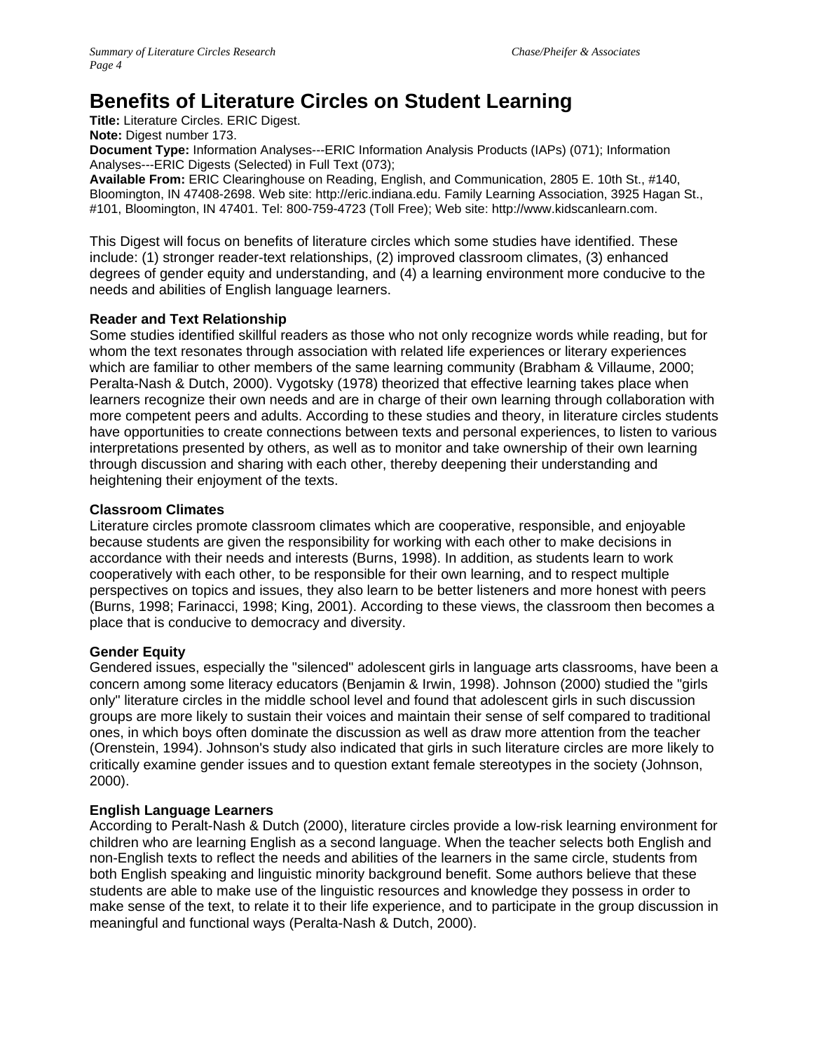# Benefits of Literature Circles on Student Learning

**Title:** Literature Circles. ERIC Digest.
**Note:** Digest number 173.
**Document Type:** Information Analyses---ERIC Information Analysis Products (IAPs) (071); Information Analyses---ERIC Digests (Selected) in Full Text (073);
**Available From:** ERIC Clearinghouse on Reading, English, and Communication, 2805 E. 10th St., #140, Bloomington, IN 47408-2698. Web site: http://eric.indiana.edu. Family Learning Association, 3925 Hagan St., #101, Bloomington, IN 47401. Tel: 800-759-4723 (Toll Free); Web site: http://www.kidscanlearn.com.

This Digest will focus on benefits of literature circles which some studies have identified. These include: (1) stronger reader-text relationships, (2) improved classroom climates, (3) enhanced degrees of gender equity and understanding, and (4) a learning environment more conducive to the needs and abilities of English language learners.

### Reader and Text Relationship

Some studies identified skillful readers as those who not only recognize words while reading, but for whom the text resonates through association with related life experiences or literary experiences which are familiar to other members of the same learning community (Brabham & Villaume, 2000; Peralta-Nash & Dutch, 2000). Vygotsky (1978) theorized that effective learning takes place when learners recognize their own needs and are in charge of their own learning through collaboration with more competent peers and adults. According to these studies and theory, in literature circles students have opportunities to create connections between texts and personal experiences, to listen to various interpretations presented by others, as well as to monitor and take ownership of their own learning through discussion and sharing with each other, thereby deepening their understanding and heightening their enjoyment of the texts.

### Classroom Climates

Literature circles promote classroom climates which are cooperative, responsible, and enjoyable because students are given the responsibility for working with each other to make decisions in accordance with their needs and interests (Burns, 1998). In addition, as students learn to work cooperatively with each other, to be responsible for their own learning, and to respect multiple perspectives on topics and issues, they also learn to be better listeners and more honest with peers (Burns, 1998; Farinacci, 1998; King, 2001). According to these views, the classroom then becomes a place that is conducive to democracy and diversity.

### Gender Equity

Gendered issues, especially the "silenced" adolescent girls in language arts classrooms, have been a concern among some literacy educators (Benjamin & Irwin, 1998). Johnson (2000) studied the "girls only" literature circles in the middle school level and found that adolescent girls in such discussion groups are more likely to sustain their voices and maintain their sense of self compared to traditional ones, in which boys often dominate the discussion as well as draw more attention from the teacher (Orenstein, 1994). Johnson's study also indicated that girls in such literature circles are more likely to critically examine gender issues and to question extant female stereotypes in the society (Johnson, 2000).

### English Language Learners

According to Peralt-Nash & Dutch (2000), literature circles provide a low-risk learning environment for children who are learning English as a second language. When the teacher selects both English and non-English texts to reflect the needs and abilities of the learners in the same circle, students from both English speaking and linguistic minority background benefit. Some authors believe that these students are able to make use of the linguistic resources and knowledge they possess in order to make sense of the text, to relate it to their life experience, and to participate in the group discussion in meaningful and functional ways (Peralta-Nash & Dutch, 2000).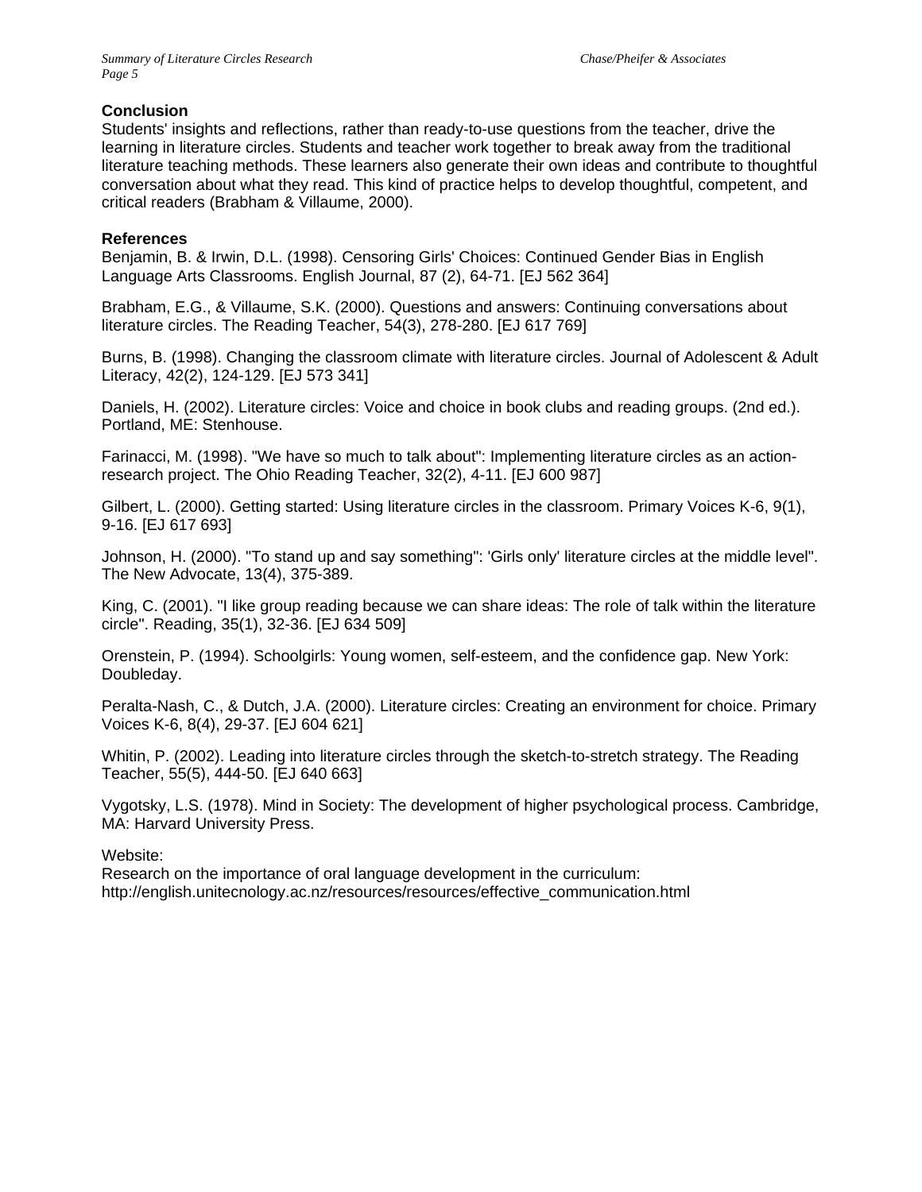## Conclusion

Students' insights and reflections, rather than ready-to-use questions from the teacher, drive the learning in literature circles. Students and teacher work together to break away from the traditional literature teaching methods. These learners also generate their own ideas and contribute to thoughtful conversation about what they read. This kind of practice helps to develop thoughtful, competent, and critical readers (Brabham & Villaume, 2000).

## References

Benjamin, B. & Irwin, D.L. (1998). Censoring Girls' Choices: Continued Gender Bias in English Language Arts Classrooms. English Journal, 87 (2), 64-71. [EJ 562 364]

Brabham, E.G., & Villaume, S.K. (2000). Questions and answers: Continuing conversations about literature circles. The Reading Teacher, 54(3), 278-280. [EJ 617 769]

Burns, B. (1998). Changing the classroom climate with literature circles. Journal of Adolescent & Adult Literacy, 42(2), 124-129. [EJ 573 341]

Daniels, H. (2002). Literature circles: Voice and choice in book clubs and reading groups. (2nd ed.). Portland, ME: Stenhouse.

Farinacci, M. (1998). "We have so much to talk about": Implementing literature circles as an action-research project. The Ohio Reading Teacher, 32(2), 4-11. [EJ 600 987]

Gilbert, L. (2000). Getting started: Using literature circles in the classroom. Primary Voices K-6, 9(1), 9-16. [EJ 617 693]

Johnson, H. (2000). "To stand up and say something": 'Girls only' literature circles at the middle level". The New Advocate, 13(4), 375-389.

King, C. (2001). "I like group reading because we can share ideas: The role of talk within the literature circle". Reading, 35(1), 32-36. [EJ 634 509]

Orenstein, P. (1994). Schoolgirls: Young women, self-esteem, and the confidence gap. New York: Doubleday.

Peralta-Nash, C., & Dutch, J.A. (2000). Literature circles: Creating an environment for choice. Primary Voices K-6, 8(4), 29-37. [EJ 604 621]

Whitin, P. (2002). Leading into literature circles through the sketch-to-stretch strategy. The Reading Teacher, 55(5), 444-50. [EJ 640 663]

Vygotsky, L.S. (1978). Mind in Society: The development of higher psychological process. Cambridge, MA: Harvard University Press.

Website:
Research on the importance of oral language development in the curriculum:
http://english.unitecnology.ac.nz/resources/resources/effective_communication.html